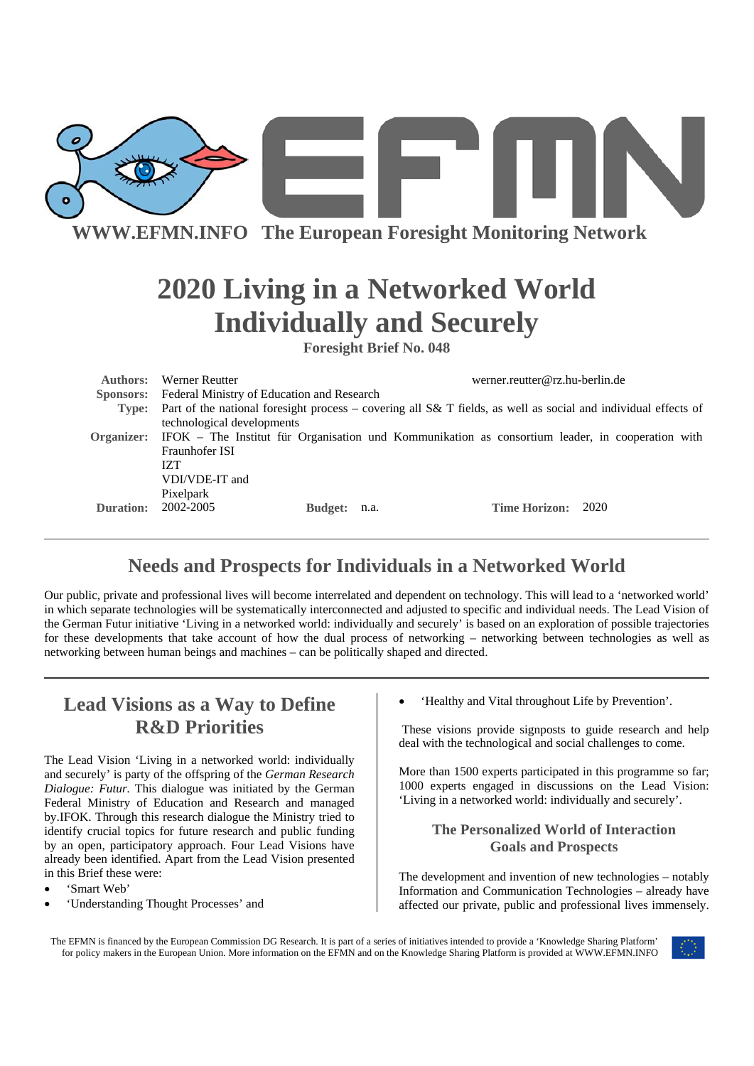**WWW.EFMN.INFO The European Foresight Monitoring Network**

# 2020 Living in a Networked World Individually and Securely

**Foresight Brief No. 048**

**Authors:** Werner Reutter werner.reutter@rz.hu-berlin.de

**Sponsors:** Federal Ministry of Education and Research

**Type:** Part of the national foresight process – covering all S& T fields, as well as social and individual effects of technological developments

**Organizer:** IFOK – The Institut für Organisation und Kommunikation as consortium leader, in cooperation with Fraunhofer ISI
IZT
VDI/VDE-IT and
Pixelpark

**Duration:** 2002-2005 **Budget:** n.a. **Time Horizon:** 2020

---

## Needs and Prospects for Individuals in a Networked World

Our public, private and professional lives will become interrelated and dependent on technology. This will lead to a 'networked world' in which separate technologies will be systematically interconnected and adjusted to specific and individual needs. The Lead Vision of the German Futur initiative 'Living in a networked world: individually and securely' is based on an exploration of possible trajectories for these developments that take account of how the dual process of networking – networking between technologies as well as networking between human beings and machines – can be politically shaped and directed.

---

## Lead Visions as a Way to Define R&D Priorities

The Lead Vision 'Living in a networked world: individually and securely' is party of the offspring of the *German Research Dialogue: Futur.* This dialogue was initiated by the German Federal Ministry of Education and Research and managed by.IFOK. Through this research dialogue the Ministry tried to identify crucial topics for future research and public funding by an open, participatory approach. Four Lead Visions have already been identified. Apart from the Lead Vision presented in this Brief these were:

- 'Smart Web'
- 'Understanding Thought Processes' and
- 'Healthy and Vital throughout Life by Prevention'.

These visions provide signposts to guide research and help deal with the technological and social challenges to come.

More than 1500 experts participated in this programme so far; 1000 experts engaged in discussions on the Lead Vision: 'Living in a networked world: individually and securely'.

### The Personalized World of Interaction Goals and Prospects

The development and invention of new technologies – notably Information and Communication Technologies – already have affected our private, public and professional lives immensely.

The EFMN is financed by the European Commission DG Research. It is part of a series of initiatives intended to provide a 'Knowledge Sharing Platform' for policy makers in the European Union. More information on the EFMN and on the Knowledge Sharing Platform is provided at WWW.EFMN.INFO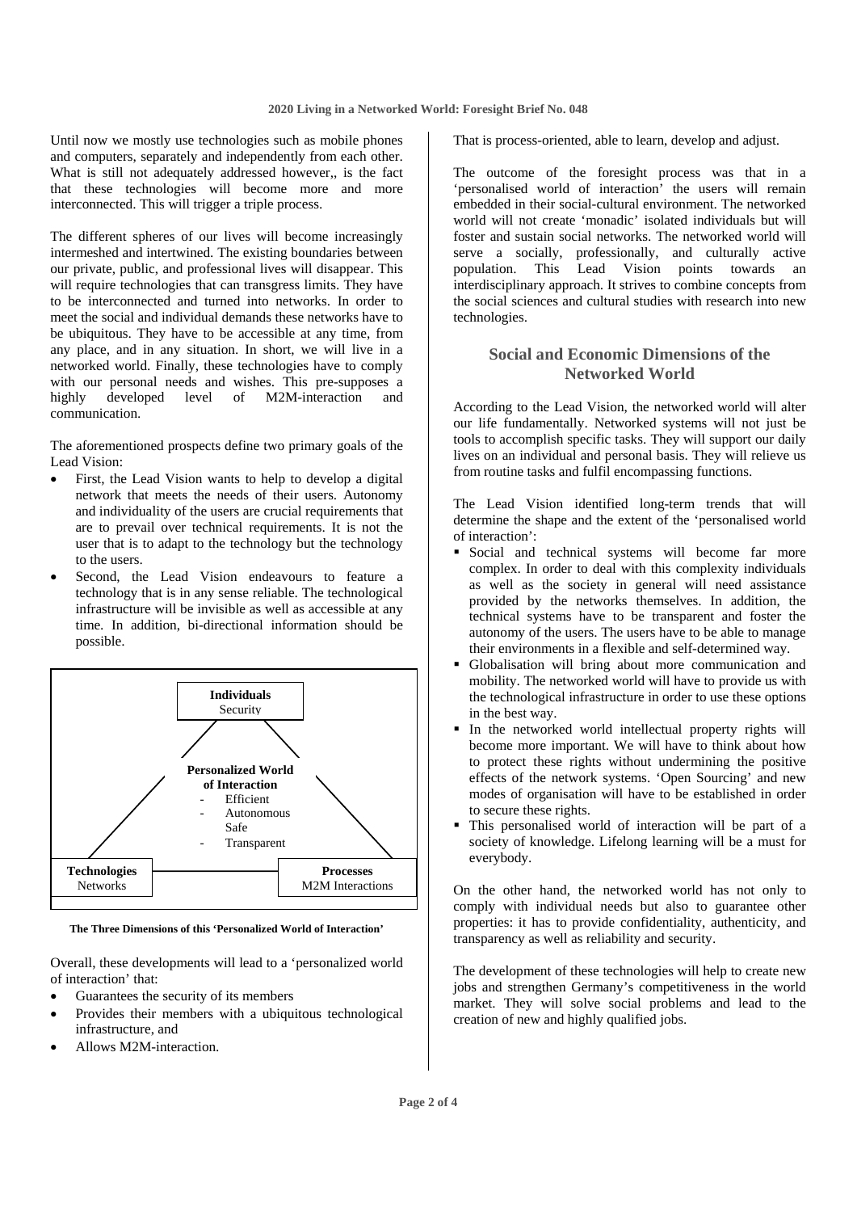Until now we mostly use technologies such as mobile phones and computers, separately and independently from each other. What is still not adequately addressed however,, is the fact that these technologies will become more and more interconnected. This will trigger a triple process.

The different spheres of our lives will become increasingly intermeshed and intertwined. The existing boundaries between our private, public, and professional lives will disappear. This will require technologies that can transgress limits. They have to be interconnected and turned into networks. In order to meet the social and individual demands these networks have to be ubiquitous. They have to be accessible at any time, from any place, and in any situation. In short, we will live in a networked world. Finally, these technologies have to comply with our personal needs and wishes. This pre-supposes a highly developed level of M2M-interaction and communication.

The aforementioned prospects define two primary goals of the Lead Vision:

- First, the Lead Vision wants to help to develop a digital network that meets the needs of their users. Autonomy and individuality of the users are crucial requirements that are to prevail over technical requirements. It is not the user that is to adapt to the technology but the technology to the users.
- Second, the Lead Vision endeavours to feature a technology that is in any sense reliable. The technological infrastructure will be invisible as well as accessible at any time. In addition, bi-directional information should be possible.

**Individuals**
Security

**Personalized World of Interaction**
- Efficient
- Autonomous Safe
- Transparent

**Technologies**
Networks

**Processes**
M2M Interactions

**The Three Dimensions of this 'Personalized World of Interaction'**

Overall, these developments will lead to a 'personalized world of interaction' that:

- Guarantees the security of its members
- Provides their members with a ubiquitous technological infrastructure, and
- Allows M2M-interaction.

That is process-oriented, able to learn, develop and adjust.

The outcome of the foresight process was that in a 'personalised world of interaction' the users will remain embedded in their social-cultural environment. The networked world will not create 'monadic' isolated individuals but will foster and sustain social networks. The networked world will serve a socially, professionally, and culturally active population. This Lead Vision points towards an interdisciplinary approach. It strives to combine concepts from the social sciences and cultural studies with research into new technologies.

## Social and Economic Dimensions of the Networked World

According to the Lead Vision, the networked world will alter our life fundamentally. Networked systems will not just be tools to accomplish specific tasks. They will support our daily lives on an individual and personal basis. They will relieve us from routine tasks and fulfil encompassing functions.

The Lead Vision identified long-term trends that will determine the shape and the extent of the 'personalised world of interaction':

- Social and technical systems will become far more complex. In order to deal with this complexity individuals as well as the society in general will need assistance provided by the networks themselves. In addition, the technical systems have to be transparent and foster the autonomy of the users. The users have to be able to manage their environments in a flexible and self-determined way.
- Globalisation will bring about more communication and mobility. The networked world will have to provide us with the technological infrastructure in order to use these options in the best way.
- In the networked world intellectual property rights will become more important. We will have to think about how to protect these rights without undermining the positive effects of the network systems. 'Open Sourcing' and new modes of organisation will have to be established in order to secure these rights.
- This personalised world of interaction will be part of a society of knowledge. Lifelong learning will be a must for everybody.

On the other hand, the networked world has not only to comply with individual needs but also to guarantee other properties: it has to provide confidentiality, authenticity, and transparency as well as reliability and security.

The development of these technologies will help to create new jobs and strengthen Germany's competitiveness in the world market. They will solve social problems and lead to the creation of new and highly qualified jobs.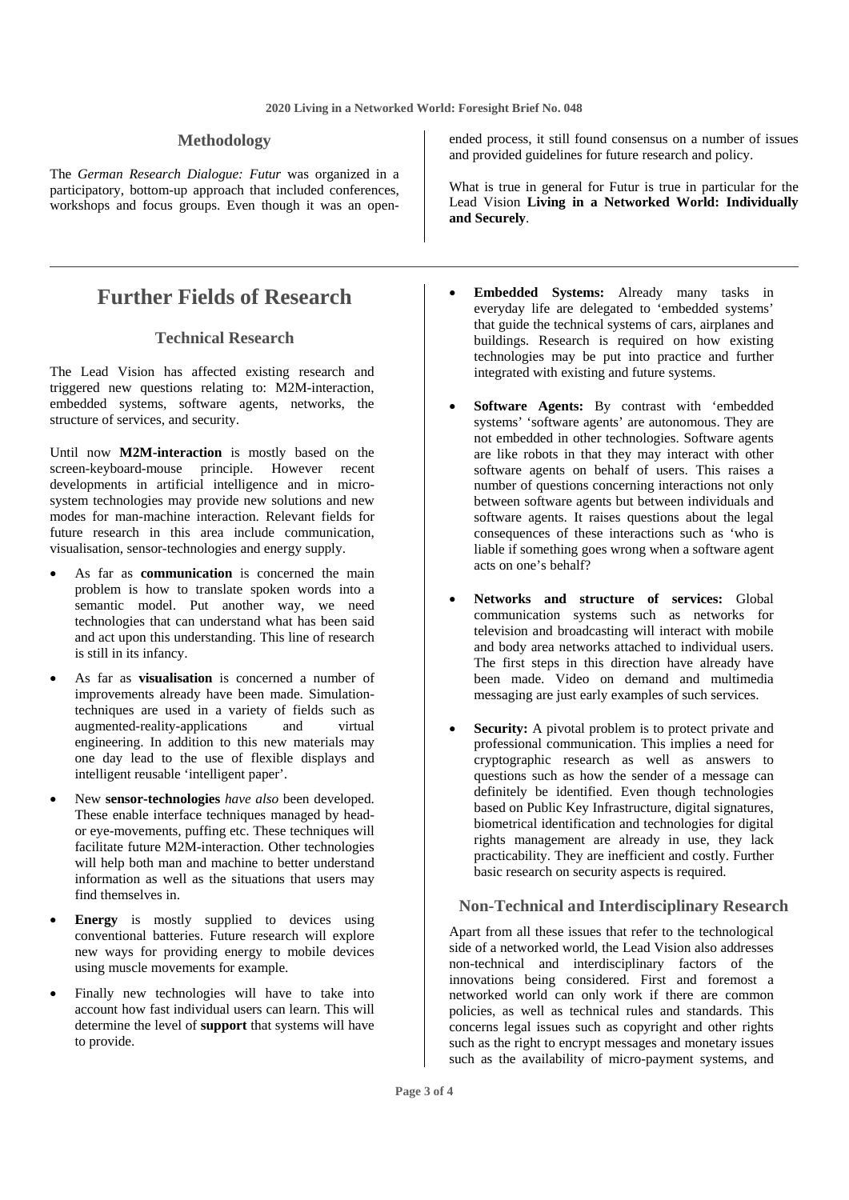## Methodology

The *German Research Dialogue: Futur* was organized in a participatory, bottom-up approach that included conferences, workshops and focus groups. Even though it was an open-ended process, it still found consensus on a number of issues and provided guidelines for future research and policy.

What is true in general for Futur is true in particular for the Lead Vision **Living in a Networked World: Individually and Securely**.

# Further Fields of Research

## Technical Research

The Lead Vision has affected existing research and triggered new questions relating to: M2M-interaction, embedded systems, software agents, networks, the structure of services, and security.

Until now **M2M-interaction** is mostly based on the screen-keyboard-mouse principle. However recent developments in artificial intelligence and in micro-system technologies may provide new solutions and new modes for man-machine interaction. Relevant fields for future research in this area include communication, visualisation, sensor-technologies and energy supply.

- As far as **communication** is concerned the main problem is how to translate spoken words into a semantic model. Put another way, we need technologies that can understand what has been said and act upon this understanding. This line of research is still in its infancy.
- As far as **visualisation** is concerned a number of improvements already have been made. Simulation-techniques are used in a variety of fields such as augmented-reality-applications and virtual engineering. In addition to this new materials may one day lead to the use of flexible displays and intelligent reusable 'intelligent paper'.
- New **sensor-technologies** *have also* been developed. These enable interface techniques managed by head- or eye-movements, puffing etc. These techniques will facilitate future M2M-interaction. Other technologies will help both man and machine to better understand information as well as the situations that users may find themselves in.
- **Energy** is mostly supplied to devices using conventional batteries. Future research will explore new ways for providing energy to mobile devices using muscle movements for example.
- Finally new technologies will have to take into account how fast individual users can learn. This will determine the level of **support** that systems will have to provide.

- **Embedded Systems:** Already many tasks in everyday life are delegated to 'embedded systems' that guide the technical systems of cars, airplanes and buildings. Research is required on how existing technologies may be put into practice and further integrated with existing and future systems.
- **Software Agents:** By contrast with 'embedded systems' 'software agents' are autonomous. They are not embedded in other technologies. Software agents are like robots in that they may interact with other software agents on behalf of users. This raises a number of questions concerning interactions not only between software agents but between individuals and software agents. It raises questions about the legal consequences of these interactions such as 'who is liable if something goes wrong when a software agent acts on one's behalf?
- **Networks and structure of services:** Global communication systems such as networks for television and broadcasting will interact with mobile and body area networks attached to individual users. The first steps in this direction have already have been made. Video on demand and multimedia messaging are just early examples of such services.
- **Security:** A pivotal problem is to protect private and professional communication. This implies a need for cryptographic research as well as answers to questions such as how the sender of a message can definitely be identified. Even though technologies based on Public Key Infrastructure, digital signatures, biometrical identification and technologies for digital rights management are already in use, they lack practicability. They are inefficient and costly. Further basic research on security aspects is required.

## Non-Technical and Interdisciplinary Research

Apart from all these issues that refer to the technological side of a networked world, the Lead Vision also addresses non-technical and interdisciplinary factors of the innovations being considered. First and foremost a networked world can only work if there are common policies, as well as technical rules and standards. This concerns legal issues such as copyright and other rights such as the right to encrypt messages and monetary issues such as the availability of micro-payment systems, and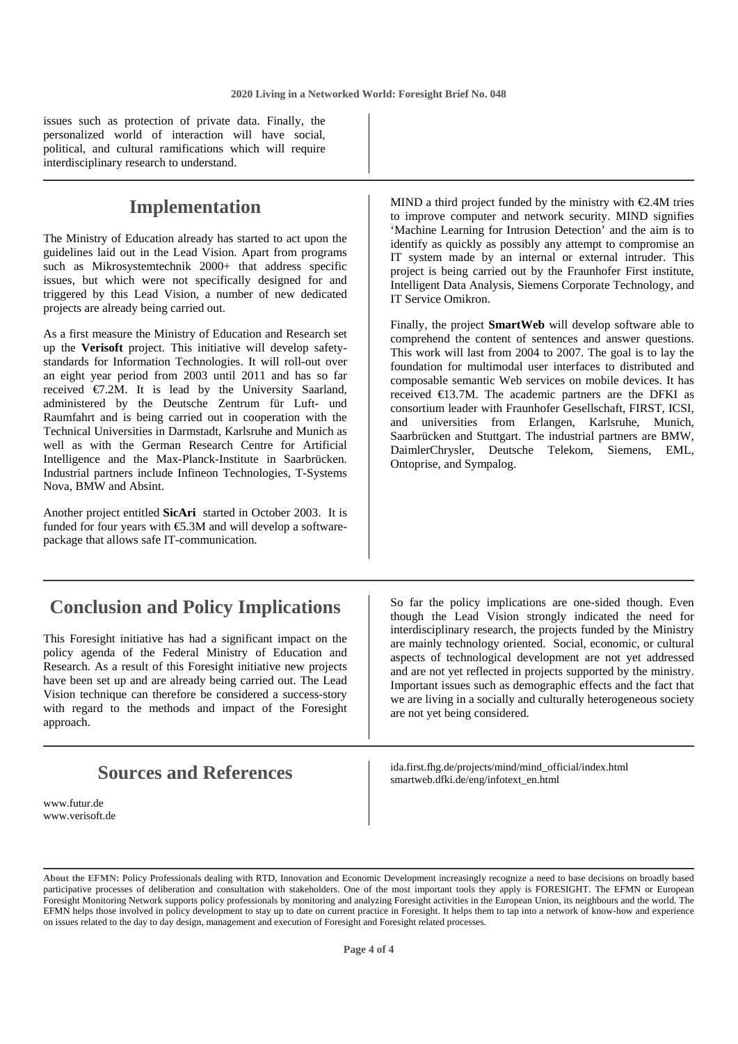issues such as protection of private data. Finally, the personalized world of interaction will have social, political, and cultural ramifications which will require interdisciplinary research to understand.

## Implementation

The Ministry of Education already has started to act upon the guidelines laid out in the Lead Vision. Apart from programs such as Mikrosystemtechnik 2000+ that address specific issues, but which were not specifically designed for and triggered by this Lead Vision, a number of new dedicated projects are already being carried out.

As a first measure the Ministry of Education and Research set up the **Verisoft** project. This initiative will develop safety-standards for Information Technologies. It will roll-out over an eight year period from 2003 until 2011 and has so far received €7.2M. It is lead by the University Saarland, administered by the Deutsche Zentrum für Luft- und Raumfahrt and is being carried out in cooperation with the Technical Universities in Darmstadt, Karlsruhe and Munich as well as with the German Research Centre for Artificial Intelligence and the Max-Planck-Institute in Saarbrücken. Industrial partners include Infineon Technologies, T-Systems Nova, BMW and Absint.

Another project entitled **SicAri** started in October 2003. It is funded for four years with €5.3M and will develop a software-package that allows safe IT-communication.

MIND a third project funded by the ministry with €2.4M tries to improve computer and network security. MIND signifies 'Machine Learning for Intrusion Detection' and the aim is to identify as quickly as possibly any attempt to compromise an IT system made by an internal or external intruder. This project is being carried out by the Fraunhofer First institute, Intelligent Data Analysis, Siemens Corporate Technology, and IT Service Omikron.

Finally, the project **SmartWeb** will develop software able to comprehend the content of sentences and answer questions. This work will last from 2004 to 2007. The goal is to lay the foundation for multimodal user interfaces to distributed and composable semantic Web services on mobile devices. It has received €13.7M. The academic partners are the DFKI as consortium leader with Fraunhofer Gesellschaft, FIRST, ICSI, and universities from Erlangen, Karlsruhe, Munich, Saarbrücken and Stuttgart. The industrial partners are BMW, DaimlerChrysler, Deutsche Telekom, Siemens, EML, Ontoprise, and Sympalog.

## Conclusion and Policy Implications

This Foresight initiative has had a significant impact on the policy agenda of the Federal Ministry of Education and Research. As a result of this Foresight initiative new projects have been set up and are already being carried out. The Lead Vision technique can therefore be considered a success-story with regard to the methods and impact of the Foresight approach.

So far the policy implications are one-sided though. Even though the Lead Vision strongly indicated the need for interdisciplinary research, the projects funded by the Ministry are mainly technology oriented. Social, economic, or cultural aspects of technological development are not yet addressed and are not yet reflected in projects supported by the ministry. Important issues such as demographic effects and the fact that we are living in a socially and culturally heterogeneous society are not yet being considered.

## Sources and References

www.futur.de
www.verisoft.de
ida.first.fhg.de/projects/mind/mind_official/index.html
smartweb.dfki.de/eng/infotext_en.html

**About the EFMN:** Policy Professionals dealing with RTD, Innovation and Economic Development increasingly recognize a need to base decisions on broadly based participative processes of deliberation and consultation with stakeholders. One of the most important tools they apply is FORESIGHT. The EFMN or European Foresight Monitoring Network supports policy professionals by monitoring and analyzing Foresight activities in the European Union, its neighbours and the world. The EFMN helps those involved in policy development to stay up to date on current practice in Foresight. It helps them to tap into a network of know-how and experience on issues related to the day to day design, management and execution of Foresight and Foresight related processes.